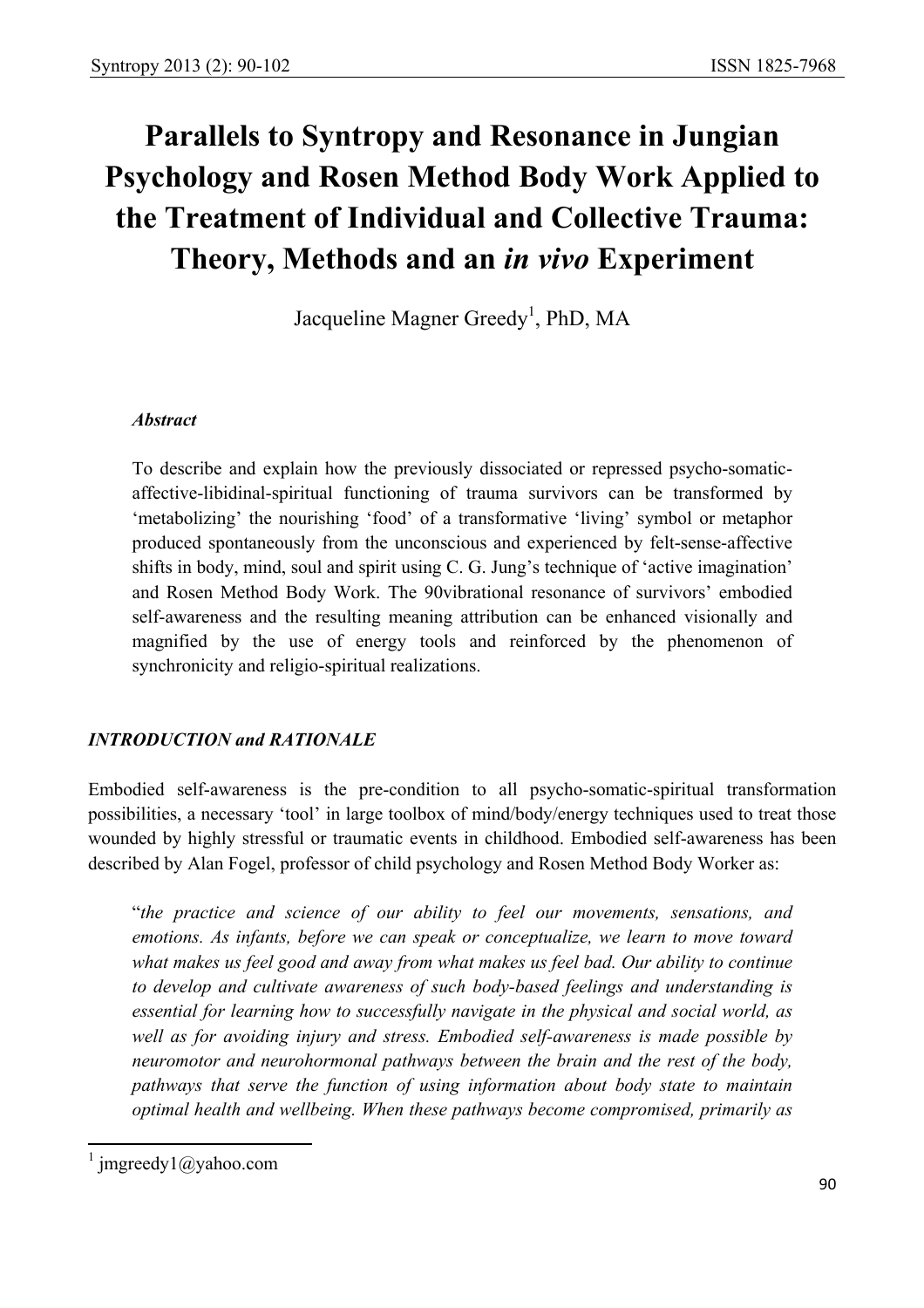# Parallels to Syntropy and Resonance in Jungian Psychology and Rosen Method Body Work Applied to the Treatment of Individual and Collective Trauma: Theory, Methods and an *in vivo* Experiment

Jacqueline Magner Greedy[1], PhD, MA

### *Abstract*

To describe and explain how the previously dissociated or repressed psycho-somatic-affective-libidinal-spiritual functioning of trauma survivors can be transformed by 'metabolizing' the nourishing 'food' of a transformative 'living' symbol or metaphor produced spontaneously from the unconscious and experienced by felt-sense-affective shifts in body, mind, soul and spirit using C. G. Jung's technique of 'active imagination' and Rosen Method Body Work. The 90vibrational resonance of survivors' embodied self-awareness and the resulting meaning attribution can be enhanced visionally and magnified by the use of energy tools and reinforced by the phenomenon of synchronicity and religio-spiritual realizations.

## *INTRODUCTION and RATIONALE*

Embodied self-awareness is the pre-condition to all psycho-somatic-spiritual transformation possibilities, a necessary 'tool' in large toolbox of mind/body/energy techniques used to treat those wounded by highly stressful or traumatic events in childhood. Embodied self-awareness has been described by Alan Fogel, professor of child psychology and Rosen Method Body Worker as:

> "*the practice and science of our ability to feel our movements, sensations, and emotions. As infants, before we can speak or conceptualize, we learn to move toward what makes us feel good and away from what makes us feel bad. Our ability to continue to develop and cultivate awareness of such body-based feelings and understanding is essential for learning how to successfully navigate in the physical and social world, as well as for avoiding injury and stress. Embodied self-awareness is made possible by neuromotor and neurohormonal pathways between the brain and the rest of the body, pathways that serve the function of using information about body state to maintain optimal health and wellbeing. When these pathways become compromised, primarily as*

[1] jmgreedy1@yahoo.com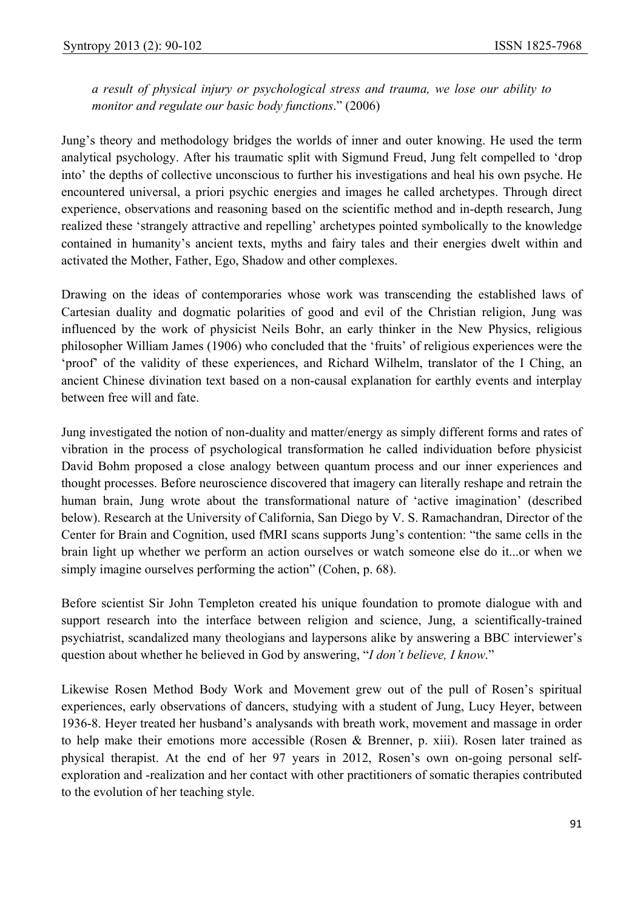*a result of physical injury or psychological stress and trauma, we lose our ability to monitor and regulate our basic body functions*." (2006)

Jung's theory and methodology bridges the worlds of inner and outer knowing. He used the term analytical psychology. After his traumatic split with Sigmund Freud, Jung felt compelled to 'drop into' the depths of collective unconscious to further his investigations and heal his own psyche. He encountered universal, a priori psychic energies and images he called archetypes. Through direct experience, observations and reasoning based on the scientific method and in-depth research, Jung realized these 'strangely attractive and repelling' archetypes pointed symbolically to the knowledge contained in humanity's ancient texts, myths and fairy tales and their energies dwelt within and activated the Mother, Father, Ego, Shadow and other complexes.

Drawing on the ideas of contemporaries whose work was transcending the established laws of Cartesian duality and dogmatic polarities of good and evil of the Christian religion, Jung was influenced by the work of physicist Neils Bohr, an early thinker in the New Physics, religious philosopher William James (1906) who concluded that the 'fruits' of religious experiences were the 'proof' of the validity of these experiences, and Richard Wilhelm, translator of the I Ching, an ancient Chinese divination text based on a non-causal explanation for earthly events and interplay between free will and fate.

Jung investigated the notion of non-duality and matter/energy as simply different forms and rates of vibration in the process of psychological transformation he called individuation before physicist David Bohm proposed a close analogy between quantum process and our inner experiences and thought processes. Before neuroscience discovered that imagery can literally reshape and retrain the human brain, Jung wrote about the transformational nature of 'active imagination' (described below). Research at the University of California, San Diego by V. S. Ramachandran, Director of the Center for Brain and Cognition, used fMRI scans supports Jung's contention: "the same cells in the brain light up whether we perform an action ourselves or watch someone else do it...or when we simply imagine ourselves performing the action" (Cohen, p. 68).

Before scientist Sir John Templeton created his unique foundation to promote dialogue with and support research into the interface between religion and science, Jung, a scientifically-trained psychiatrist, scandalized many theologians and laypersons alike by answering a BBC interviewer's question about whether he believed in God by answering, "*I don't believe, I know*."

Likewise Rosen Method Body Work and Movement grew out of the pull of Rosen's spiritual experiences, early observations of dancers, studying with a student of Jung, Lucy Heyer, between 1936-8. Heyer treated her husband's analysands with breath work, movement and massage in order to help make their emotions more accessible (Rosen & Brenner, p. xiii). Rosen later trained as physical therapist. At the end of her 97 years in 2012, Rosen's own on-going personal self-exploration and -realization and her contact with other practitioners of somatic therapies contributed to the evolution of her teaching style.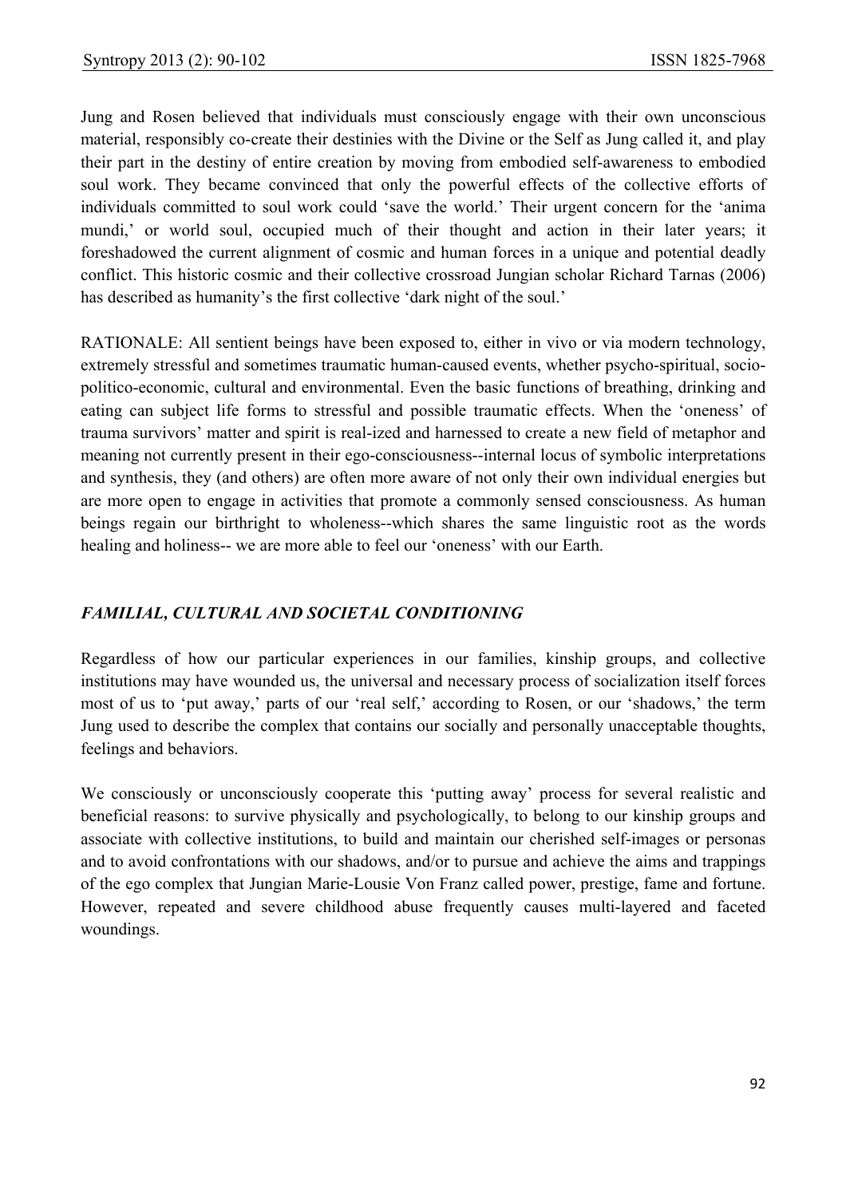Jung and Rosen believed that individuals must consciously engage with their own unconscious material, responsibly co-create their destinies with the Divine or the Self as Jung called it, and play their part in the destiny of entire creation by moving from embodied self-awareness to embodied soul work. They became convinced that only the powerful effects of the collective efforts of individuals committed to soul work could 'save the world.' Their urgent concern for the 'anima mundi,' or world soul, occupied much of their thought and action in their later years; it foreshadowed the current alignment of cosmic and human forces in a unique and potential deadly conflict. This historic cosmic and their collective crossroad Jungian scholar Richard Tarnas (2006) has described as humanity's first collective 'dark night of the soul.'

RATIONALE: All sentient beings have been exposed to, either in vivo or via modern technology, extremely stressful and sometimes traumatic human-caused events, whether psycho-spiritual, socio-politico-economic, cultural and environmental. Even the basic functions of breathing, drinking and eating can subject life forms to stressful and possible traumatic effects. When the 'oneness' of trauma survivors' matter and spirit is real-ized and harnessed to create a new field of metaphor and meaning not currently present in their ego-consciousness--internal locus of symbolic interpretations and synthesis, they (and others) are often more aware of not only their own individual energies but are more open to engage in activities that promote a commonly sensed consciousness. As human beings regain our birthright to wholeness--which shares the same linguistic root as the words healing and holiness-- we are more able to feel our 'oneness' with our Earth.

### *FAMILIAL, CULTURAL AND SOCIETAL CONDITIONING*

Regardless of how our particular experiences in our families, kinship groups, and collective institutions may have wounded us, the universal and necessary process of socialization itself forces most of us to 'put away,' parts of our 'real self,' according to Rosen, or our 'shadows,' the term Jung used to describe the complex that contains our socially and personally unacceptable thoughts, feelings and behaviors.

We consciously or unconsciously cooperate this 'putting away' process for several realistic and beneficial reasons: to survive physically and psychologically, to belong to our kinship groups and associate with collective institutions, to build and maintain our cherished self-images or personas and to avoid confrontations with our shadows, and/or to pursue and achieve the aims and trappings of the ego complex that Jungian Marie-Lousie Von Franz called power, prestige, fame and fortune. However, repeated and severe childhood abuse frequently causes multi-layered and faceted woundings.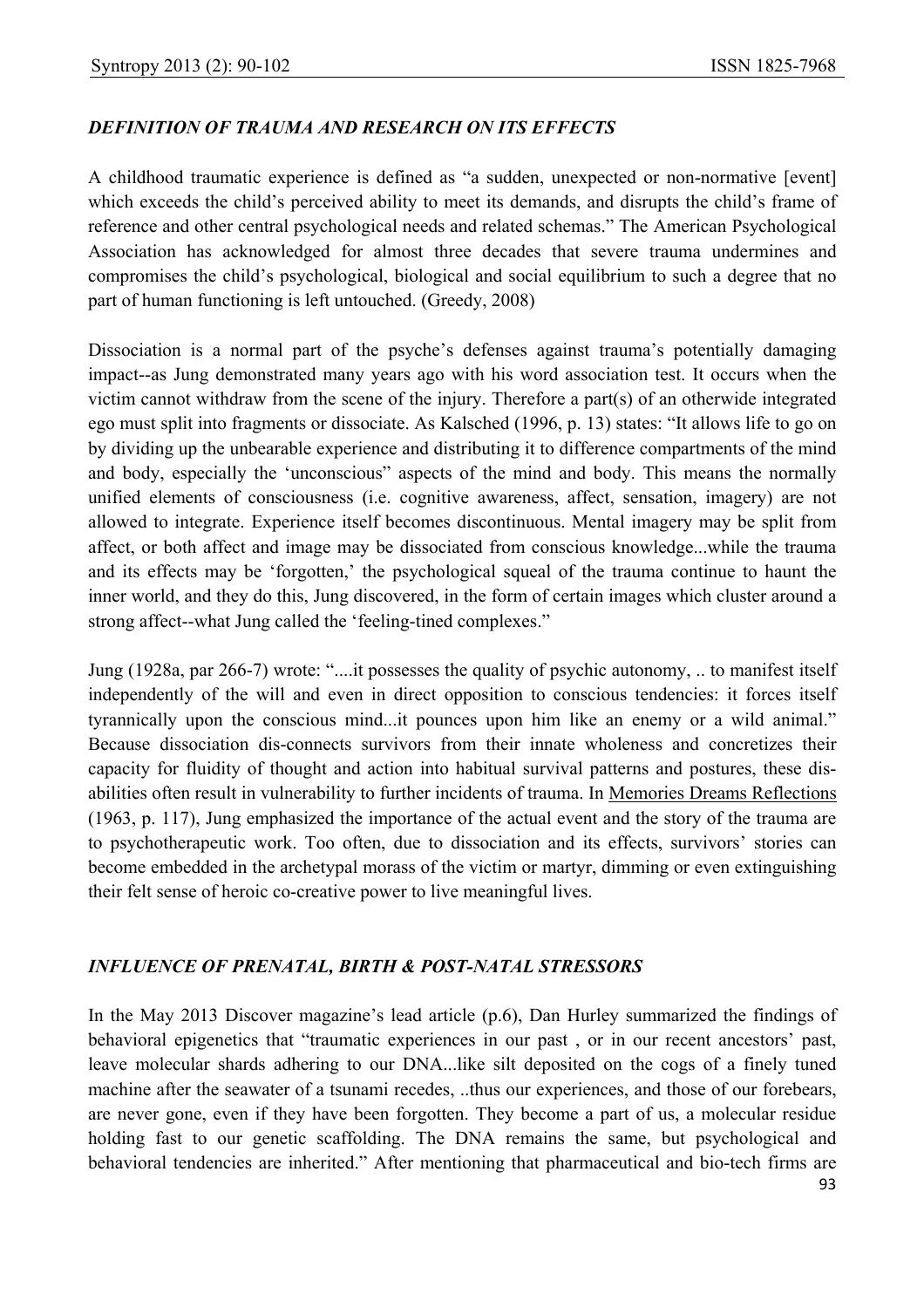### *DEFINITION OF TRAUMA AND RESEARCH ON ITS EFFECTS*

A childhood traumatic experience is defined as "a sudden, unexpected or non-normative [event] which exceeds the child's perceived ability to meet its demands, and disrupts the child's frame of reference and other central psychological needs and related schemas." The American Psychological Association has acknowledged for almost three decades that severe trauma undermines and compromises the child's psychological, biological and social equilibrium to such a degree that no part of human functioning is left untouched. (Greedy, 2008)

Dissociation is a normal part of the psyche's defenses against trauma's potentially damaging impact--as Jung demonstrated many years ago with his word association test. It occurs when the victim cannot withdraw from the scene of the injury. Therefore a part(s) of an otherwide integrated ego must split into fragments or dissociate. As Kalsched (1996, p. 13) states: "It allows life to go on by dividing up the unbearable experience and distributing it to difference compartments of the mind and body, especially the 'unconscious" aspects of the mind and body. This means the normally unified elements of consciousness (i.e. cognitive awareness, affect, sensation, imagery) are not allowed to integrate. Experience itself becomes discontinuous. Mental imagery may be split from affect, or both affect and image may be dissociated from conscious knowledge...while the trauma and its effects may be 'forgotten,' the psychological squeal of the trauma continue to haunt the inner world, and they do this, Jung discovered, in the form of certain images which cluster around a strong affect--what Jung called the 'feeling-tined complexes."

Jung (1928a, par 266-7) wrote: "....it possesses the quality of psychic autonomy, .. to manifest itself independently of the will and even in direct opposition to conscious tendencies: it forces itself tyrannically upon the conscious mind...it pounces upon him like an enemy or a wild animal." Because dissociation dis-connects survivors from their innate wholeness and concretizes their capacity for fluidity of thought and action into habitual survival patterns and postures, these dis-abilities often result in vulnerability to further incidents of trauma. In <u>Memories Dreams Reflections</u> (1963, p. 117), Jung emphasized the importance of the actual event and the story of the trauma are to psychotherapeutic work. Too often, due to dissociation and its effects, survivors' stories can become embedded in the archetypal morass of the victim or martyr, dimming or even extinguishing their felt sense of heroic co-creative power to live meaningful lives.

### *INFLUENCE OF PRENATAL, BIRTH & POST-NATAL STRESSORS*

In the May 2013 Discover magazine's lead article (p.6), Dan Hurley summarized the findings of behavioral epigenetics that "traumatic experiences in our past , or in our recent ancestors' past, leave molecular shards adhering to our DNA...like silt deposited on the cogs of a finely tuned machine after the seawater of a tsunami recedes, ..thus our experiences, and those of our forebears, are never gone, even if they have been forgotten. They become a part of us, a molecular residue holding fast to our genetic scaffolding. The DNA remains the same, but psychological and behavioral tendencies are inherited." After mentioning that pharmaceutical and bio-tech firms are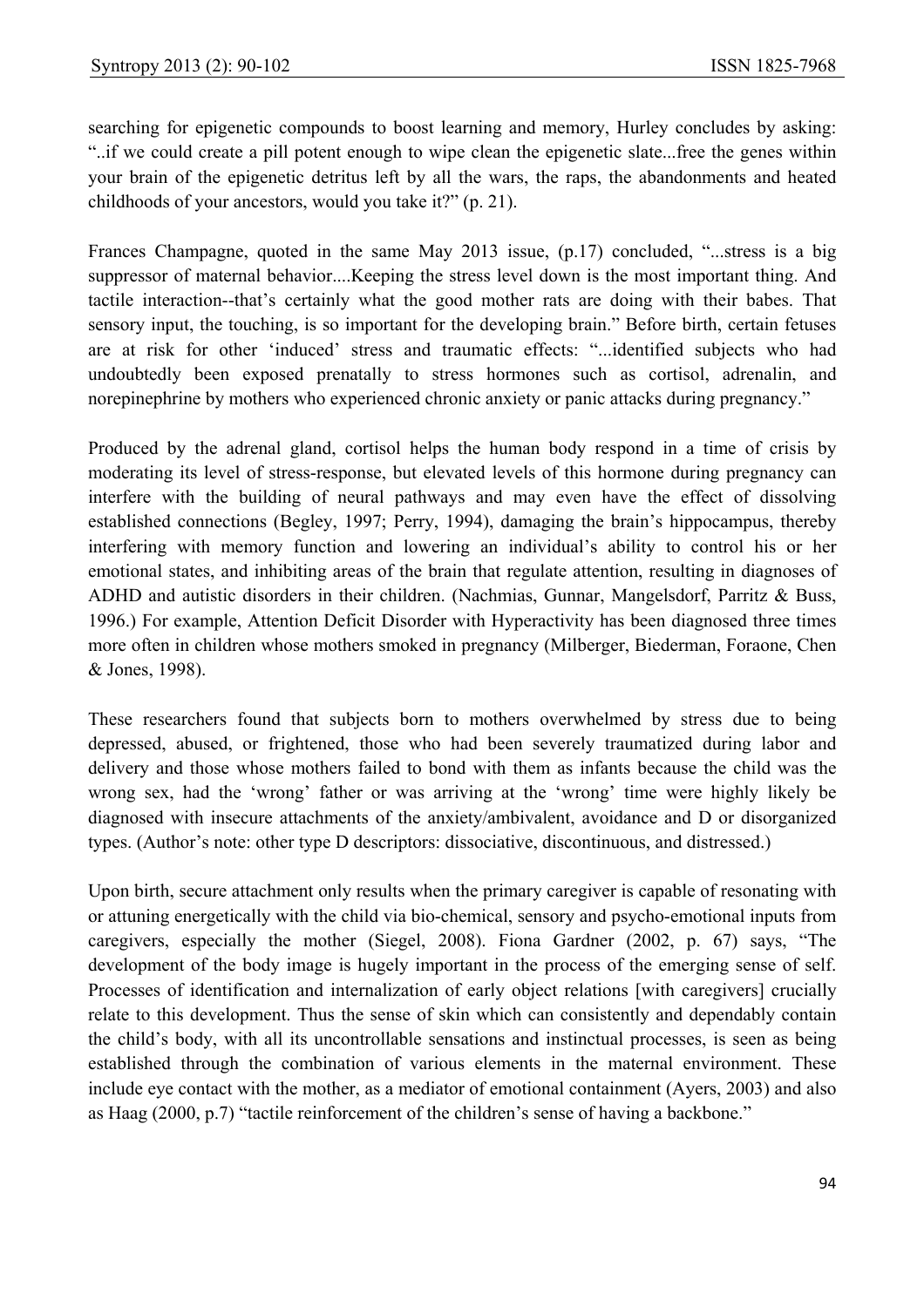searching for epigenetic compounds to boost learning and memory, Hurley concludes by asking: "..if we could create a pill potent enough to wipe clean the epigenetic slate...free the genes within your brain of the epigenetic detritus left by all the wars, the raps, the abandonments and heated childhoods of your ancestors, would you take it?" (p. 21).

Frances Champagne, quoted in the same May 2013 issue, (p.17) concluded, "...stress is a big suppressor of maternal behavior....Keeping the stress level down is the most important thing. And tactile interaction--that's certainly what the good mother rats are doing with their babes. That sensory input, the touching, is so important for the developing brain." Before birth, certain fetuses are at risk for other 'induced' stress and traumatic effects: "...identified subjects who had undoubtedly been exposed prenatally to stress hormones such as cortisol, adrenalin, and norepinephrine by mothers who experienced chronic anxiety or panic attacks during pregnancy."

Produced by the adrenal gland, cortisol helps the human body respond in a time of crisis by moderating its level of stress-response, but elevated levels of this hormone during pregnancy can interfere with the building of neural pathways and may even have the effect of dissolving established connections (Begley, 1997; Perry, 1994), damaging the brain's hippocampus, thereby interfering with memory function and lowering an individual's ability to control his or her emotional states, and inhibiting areas of the brain that regulate attention, resulting in diagnoses of ADHD and autistic disorders in their children. (Nachmias, Gunnar, Mangelsdorf, Parritz & Buss, 1996.) For example, Attention Deficit Disorder with Hyperactivity has been diagnosed three times more often in children whose mothers smoked in pregnancy (Milberger, Biederman, Foraone, Chen & Jones, 1998).

These researchers found that subjects born to mothers overwhelmed by stress due to being depressed, abused, or frightened, those who had been severely traumatized during labor and delivery and those whose mothers failed to bond with them as infants because the child was the wrong sex, had the 'wrong' father or was arriving at the 'wrong' time were highly likely be diagnosed with insecure attachments of the anxiety/ambivalent, avoidance and D or disorganized types. (Author's note: other type D descriptors: dissociative, discontinuous, and distressed.)

Upon birth, secure attachment only results when the primary caregiver is capable of resonating with or attuning energetically with the child via bio-chemical, sensory and psycho-emotional inputs from caregivers, especially the mother (Siegel, 2008). Fiona Gardner (2002, p. 67) says, "The development of the body image is hugely important in the process of the emerging sense of self. Processes of identification and internalization of early object relations [with caregivers] crucially relate to this development. Thus the sense of skin which can consistently and dependably contain the child's body, with all its uncontrollable sensations and instinctual processes, is seen as being established through the combination of various elements in the maternal environment. These include eye contact with the mother, as a mediator of emotional containment (Ayers, 2003) and also as Haag (2000, p.7) "tactile reinforcement of the children's sense of having a backbone."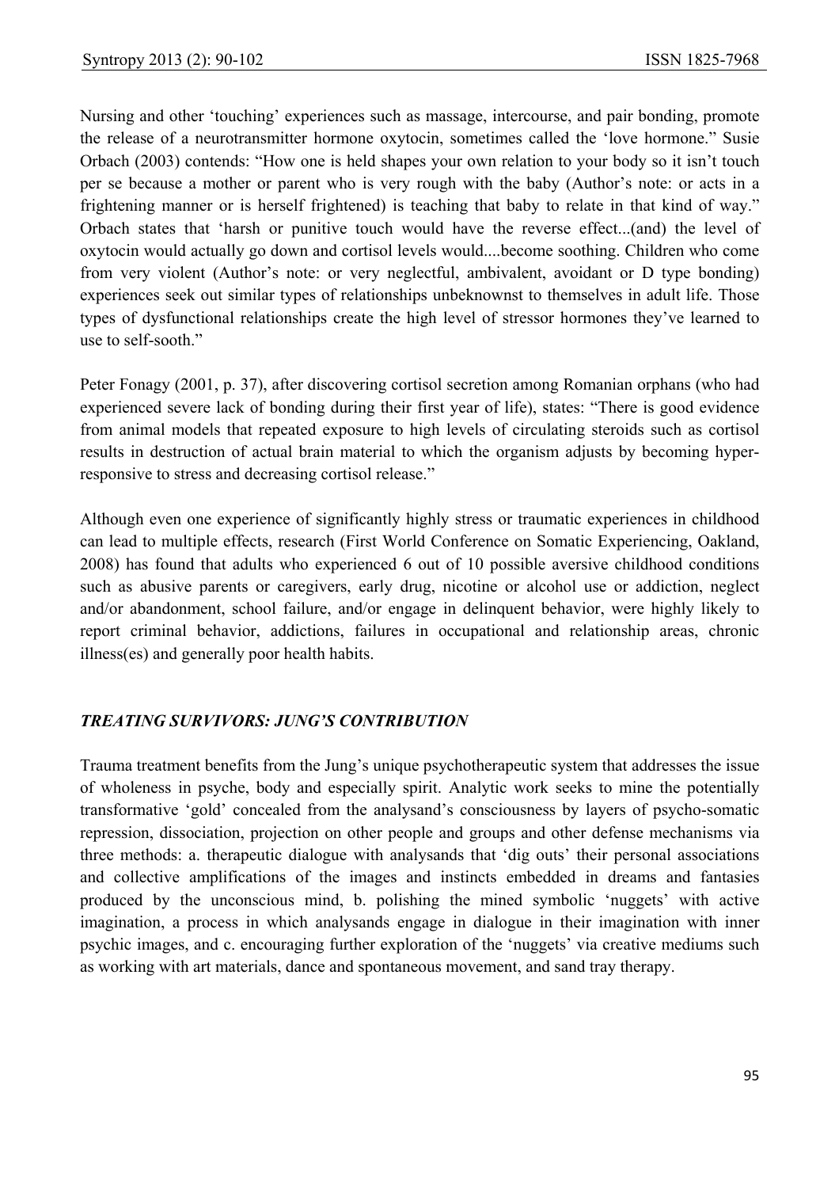Nursing and other 'touching' experiences such as massage, intercourse, and pair bonding, promote the release of a neurotransmitter hormone oxytocin, sometimes called the 'love hormone." Susie Orbach (2003) contends: "How one is held shapes your own relation to your body so it isn't touch per se because a mother or parent who is very rough with the baby (Author's note: or acts in a frightening manner or is herself frightened) is teaching that baby to relate in that kind of way." Orbach states that 'harsh or punitive touch would have the reverse effect...(and) the level of oxytocin would actually go down and cortisol levels would....become soothing. Children who come from very violent (Author's note: or very neglectful, ambivalent, avoidant or D type bonding) experiences seek out similar types of relationships unbeknownst to themselves in adult life. Those types of dysfunctional relationships create the high level of stressor hormones they've learned to use to self-sooth."

Peter Fonagy (2001, p. 37), after discovering cortisol secretion among Romanian orphans (who had experienced severe lack of bonding during their first year of life), states: "There is good evidence from animal models that repeated exposure to high levels of circulating steroids such as cortisol results in destruction of actual brain material to which the organism adjusts by becoming hyper-responsive to stress and decreasing cortisol release."

Although even one experience of significantly highly stress or traumatic experiences in childhood can lead to multiple effects, research (First World Conference on Somatic Experiencing, Oakland, 2008) has found that adults who experienced 6 out of 10 possible aversive childhood conditions such as abusive parents or caregivers, early drug, nicotine or alcohol use or addiction, neglect and/or abandonment, school failure, and/or engage in delinquent behavior, were highly likely to report criminal behavior, addictions, failures in occupational and relationship areas, chronic illness(es) and generally poor health habits.

### *TREATING SURVIVORS: JUNG'S CONTRIBUTION*

Trauma treatment benefits from the Jung's unique psychotherapeutic system that addresses the issue of wholeness in psyche, body and especially spirit. Analytic work seeks to mine the potentially transformative 'gold' concealed from the analysand's consciousness by layers of psycho-somatic repression, dissociation, projection on other people and groups and other defense mechanisms via three methods: a. therapeutic dialogue with analysands that 'dig outs' their personal associations and collective amplifications of the images and instincts embedded in dreams and fantasies produced by the unconscious mind, b. polishing the mined symbolic 'nuggets' with active imagination, a process in which analysands engage in dialogue in their imagination with inner psychic images, and c. encouraging further exploration of the 'nuggets' via creative mediums such as working with art materials, dance and spontaneous movement, and sand tray therapy.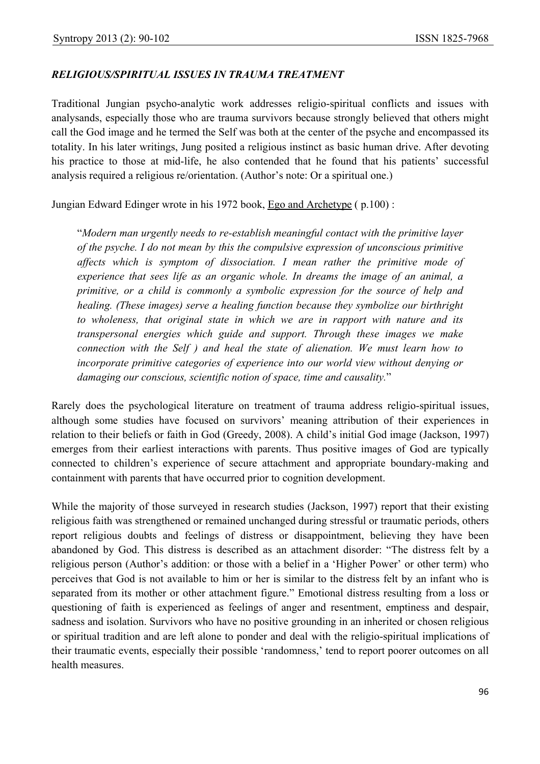***RELIGIOUS/SPIRITUAL ISSUES IN TRAUMA TREATMENT***

Traditional Jungian psycho-analytic work addresses religio-spiritual conflicts and issues with analysands, especially those who are trauma survivors because strongly believed that others might call the God image and he termed the Self was both at the center of the psyche and encompassed its totality. In his later writings, Jung posited a religious instinct as basic human drive. After devoting his practice to those at mid-life, he also contended that he found that his patients' successful analysis required a religious re/orientation. (Author's note: Or a spiritual one.)

Jungian Edward Edinger wrote in his 1972 book, Ego and Archetype ( p.100) :

> "*Modern man urgently needs to re-establish meaningful contact with the primitive layer of the psyche. I do not mean by this the compulsive expression of unconscious primitive affects which is symptom of dissociation. I mean rather the primitive mode of experience that sees life as an organic whole. In dreams the image of an animal, a primitive, or a child is commonly a symbolic expression for the source of help and healing. (These images) serve a healing function because they symbolize our birthright to wholeness, that original state in which we are in rapport with nature and its transpersonal energies which guide and support. Through these images we make connection with the Self ) and heal the state of alienation. We must learn how to incorporate primitive categories of experience into our world view without denying or damaging our conscious, scientific notion of space, time and causality.*"

Rarely does the psychological literature on treatment of trauma address religio-spiritual issues, although some studies have focused on survivors' meaning attribution of their experiences in relation to their beliefs or faith in God (Greedy, 2008). A child's initial God image (Jackson, 1997) emerges from their earliest interactions with parents. Thus positive images of God are typically connected to children's experience of secure attachment and appropriate boundary-making and containment with parents that have occurred prior to cognition development.

While the majority of those surveyed in research studies (Jackson, 1997) report that their existing religious faith was strengthened or remained unchanged during stressful or traumatic periods, others report religious doubts and feelings of distress or disappointment, believing they have been abandoned by God. This distress is described as an attachment disorder: "The distress felt by a religious person (Author's addition: or those with a belief in a 'Higher Power' or other term) who perceives that God is not available to him or her is similar to the distress felt by an infant who is separated from its mother or other attachment figure." Emotional distress resulting from a loss or questioning of faith is experienced as feelings of anger and resentment, emptiness and despair, sadness and isolation. Survivors who have no positive grounding in an inherited or chosen religious or spiritual tradition and are left alone to ponder and deal with the religio-spiritual implications of their traumatic events, especially their possible 'randomness,' tend to report poorer outcomes on all health measures.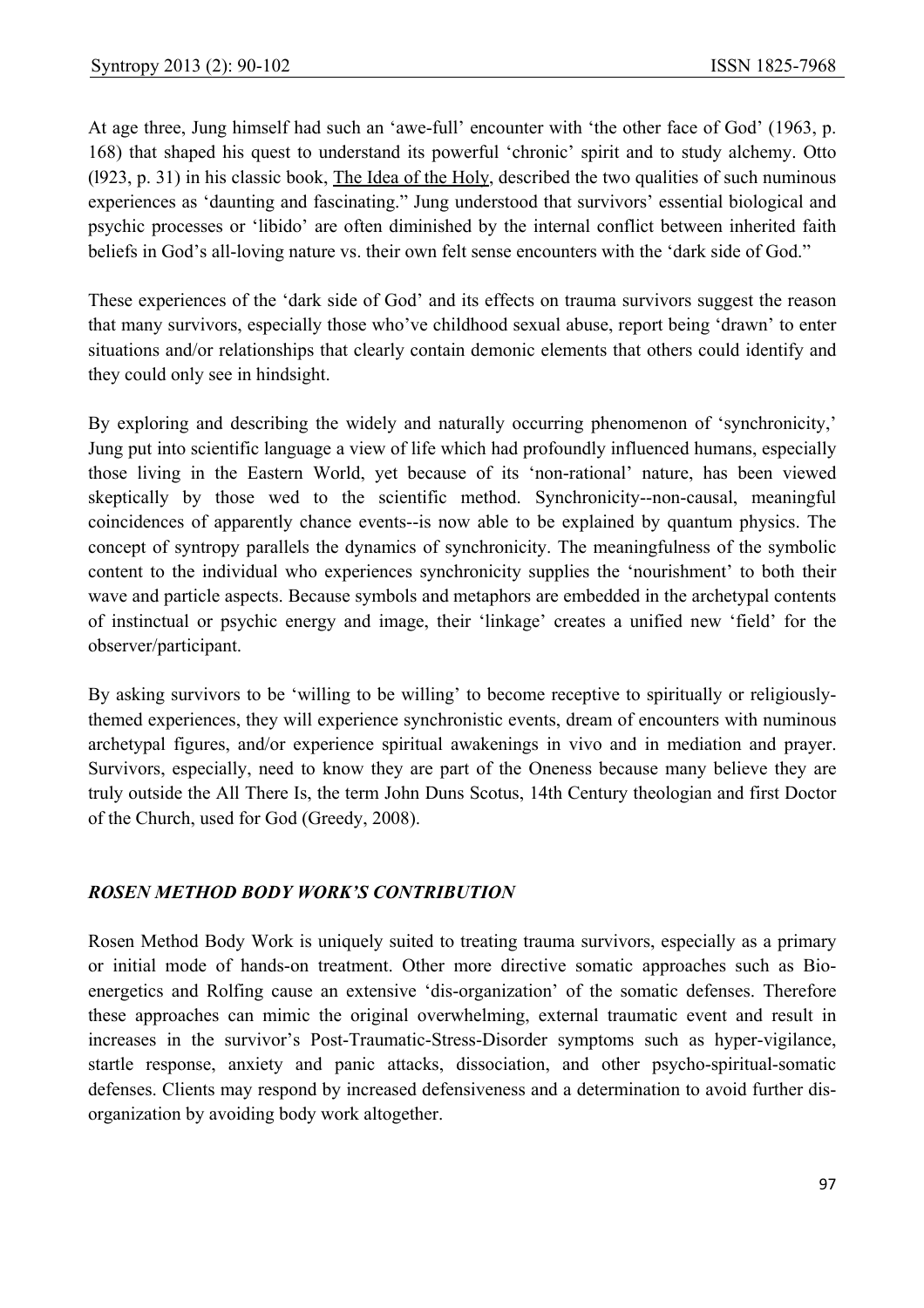At age three, Jung himself had such an 'awe-full' encounter with 'the other face of God' (1963, p. 168) that shaped his quest to understand its powerful 'chronic' spirit and to study alchemy. Otto (l923, p. 31) in his classic book, The Idea of the Holy, described the two qualities of such numinous experiences as 'daunting and fascinating." Jung understood that survivors' essential biological and psychic processes or 'libido' are often diminished by the internal conflict between inherited faith beliefs in God's all-loving nature vs. their own felt sense encounters with the 'dark side of God."

These experiences of the 'dark side of God' and its effects on trauma survivors suggest the reason that many survivors, especially those who've childhood sexual abuse, report being 'drawn' to enter situations and/or relationships that clearly contain demonic elements that others could identify and they could only see in hindsight.

By exploring and describing the widely and naturally occurring phenomenon of 'synchronicity,' Jung put into scientific language a view of life which had profoundly influenced humans, especially those living in the Eastern World, yet because of its 'non-rational' nature, has been viewed skeptically by those wed to the scientific method. Synchronicity--non-causal, meaningful coincidences of apparently chance events--is now able to be explained by quantum physics. The concept of syntropy parallels the dynamics of synchronicity. The meaningfulness of the symbolic content to the individual who experiences synchronicity supplies the 'nourishment' to both their wave and particle aspects. Because symbols and metaphors are embedded in the archetypal contents of instinctual or psychic energy and image, their 'linkage' creates a unified new 'field' for the observer/participant.

By asking survivors to be 'willing to be willing' to become receptive to spiritually or religiously-themed experiences, they will experience synchronistic events, dream of encounters with numinous archetypal figures, and/or experience spiritual awakenings in vivo and in mediation and prayer. Survivors, especially, need to know they are part of the Oneness because many believe they are truly outside the All There Is, the term John Duns Scotus, 14th Century theologian and first Doctor of the Church, used for God (Greedy, 2008).

## *ROSEN METHOD BODY WORK'S CONTRIBUTION*

Rosen Method Body Work is uniquely suited to treating trauma survivors, especially as a primary or initial mode of hands-on treatment. Other more directive somatic approaches such as Bio-energetics and Rolfing cause an extensive 'dis-organization' of the somatic defenses. Therefore these approaches can mimic the original overwhelming, external traumatic event and result in increases in the survivor's Post-Traumatic-Stress-Disorder symptoms such as hyper-vigilance, startle response, anxiety and panic attacks, dissociation, and other psycho-spiritual-somatic defenses. Clients may respond by increased defensiveness and a determination to avoid further dis-organization by avoiding body work altogether.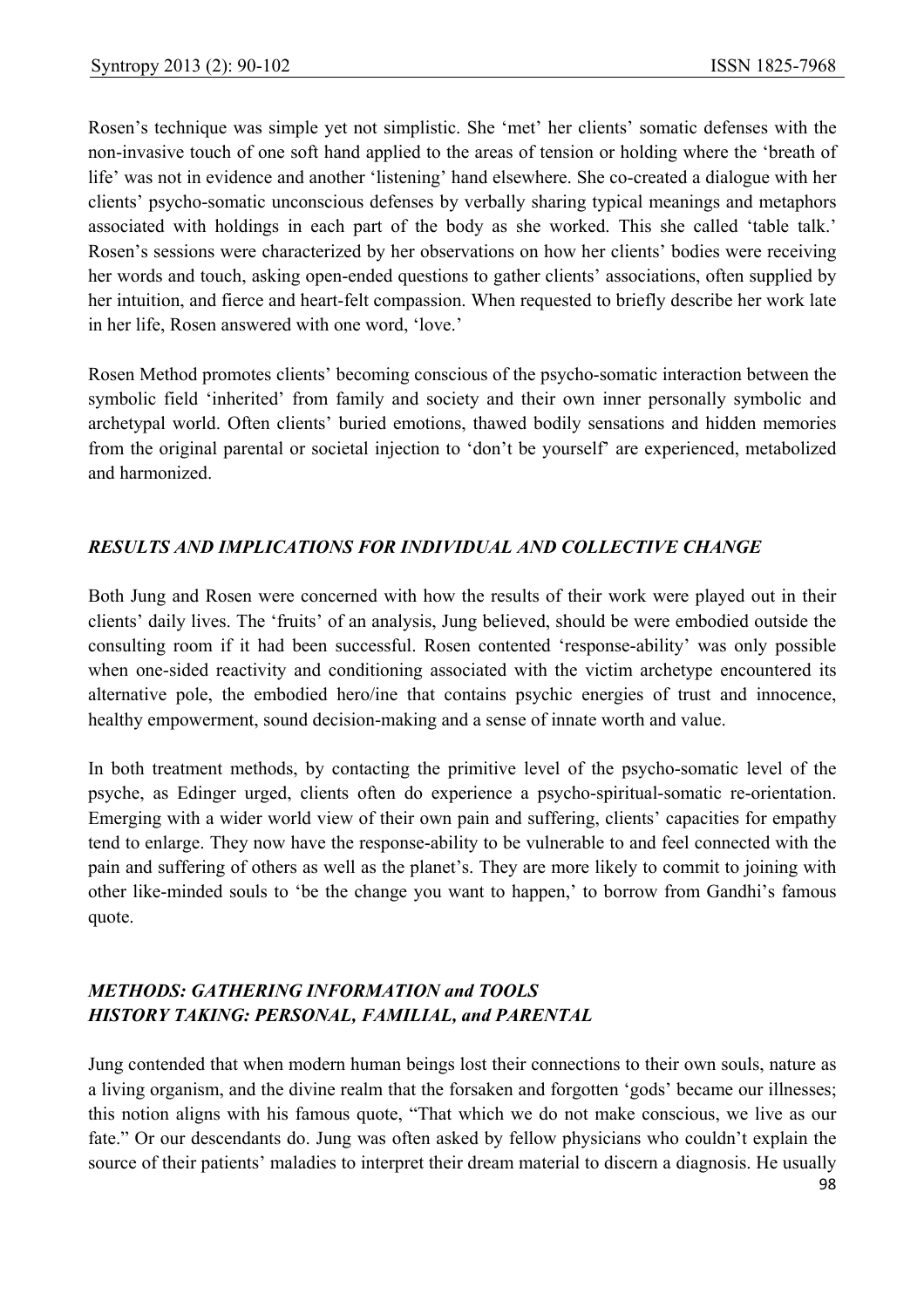Rosen's technique was simple yet not simplistic. She 'met' her clients' somatic defenses with the non-invasive touch of one soft hand applied to the areas of tension or holding where the 'breath of life' was not in evidence and another 'listening' hand elsewhere. She co-created a dialogue with her clients' psycho-somatic unconscious defenses by verbally sharing typical meanings and metaphors associated with holdings in each part of the body as she worked. This she called 'table talk.' Rosen's sessions were characterized by her observations on how her clients' bodies were receiving her words and touch, asking open-ended questions to gather clients' associations, often supplied by her intuition, and fierce and heart-felt compassion. When requested to briefly describe her work late in her life, Rosen answered with one word, 'love.'

Rosen Method promotes clients' becoming conscious of the psycho-somatic interaction between the symbolic field 'inherited' from family and society and their own inner personally symbolic and archetypal world. Often clients' buried emotions, thawed bodily sensations and hidden memories from the original parental or societal injection to 'don't be yourself' are experienced, metabolized and harmonized.

### *RESULTS AND IMPLICATIONS FOR INDIVIDUAL AND COLLECTIVE CHANGE*

Both Jung and Rosen were concerned with how the results of their work were played out in their clients' daily lives. The 'fruits' of an analysis, Jung believed, should be were embodied outside the consulting room if it had been successful. Rosen contented 'response-ability' was only possible when one-sided reactivity and conditioning associated with the victim archetype encountered its alternative pole, the embodied hero/ine that contains psychic energies of trust and innocence, healthy empowerment, sound decision-making and a sense of innate worth and value.

In both treatment methods, by contacting the primitive level of the psycho-somatic level of the psyche, as Edinger urged, clients often do experience a psycho-spiritual-somatic re-orientation. Emerging with a wider world view of their own pain and suffering, clients' capacities for empathy tend to enlarge. They now have the response-ability to be vulnerable to and feel connected with the pain and suffering of others as well as the planet's. They are more likely to commit to joining with other like-minded souls to 'be the change you want to happen,' to borrow from Gandhi's famous quote.

### *METHODS: GATHERING INFORMATION and TOOLS*
### *HISTORY TAKING: PERSONAL, FAMILIAL, and PARENTAL*

Jung contended that when modern human beings lost their connections to their own souls, nature as a living organism, and the divine realm that the forsaken and forgotten 'gods' became our illnesses; this notion aligns with his famous quote, "That which we do not make conscious, we live as our fate." Or our descendants do. Jung was often asked by fellow physicians who couldn't explain the source of their patients' maladies to interpret their dream material to discern a diagnosis. He usually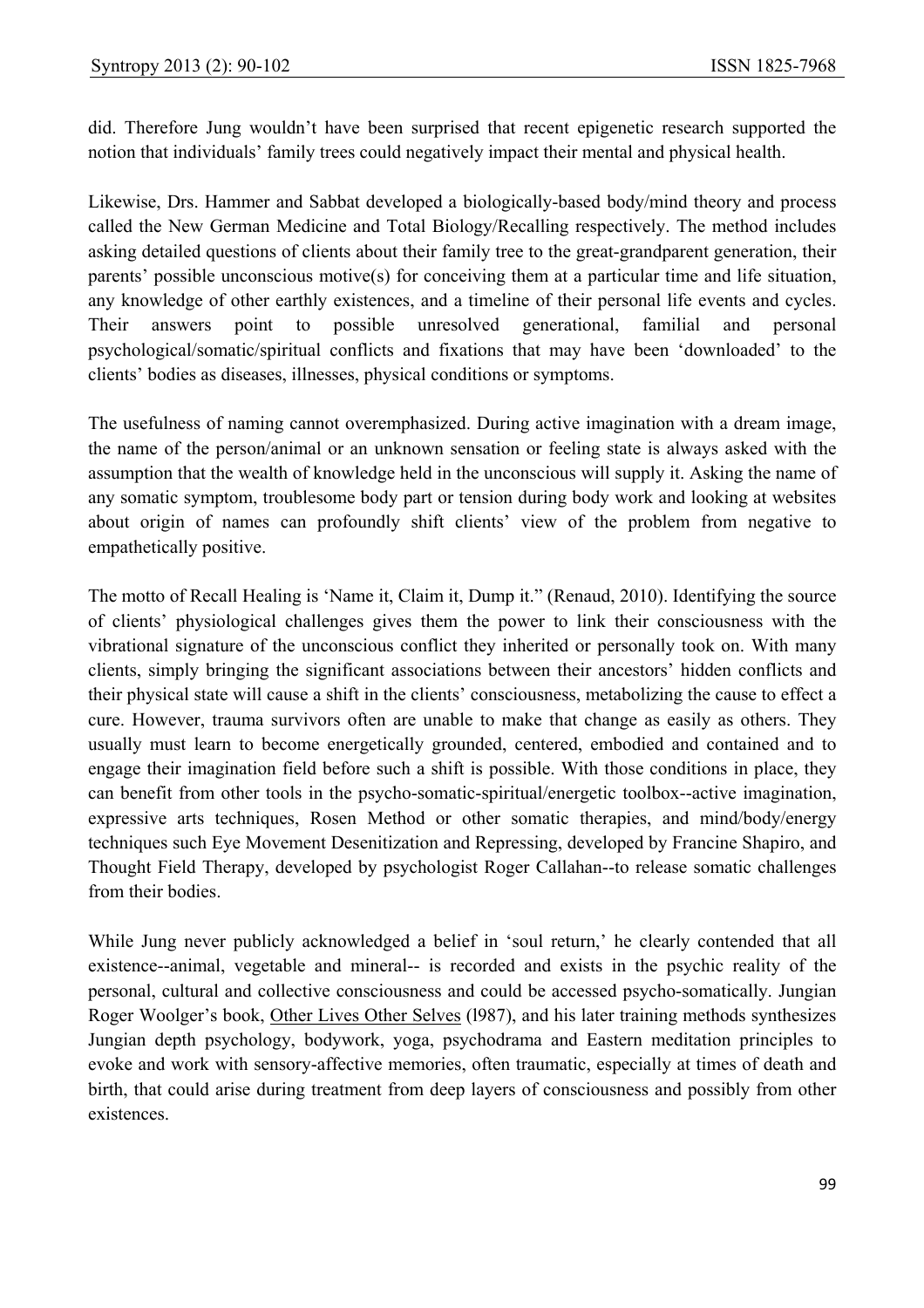did. Therefore Jung wouldn't have been surprised that recent epigenetic research supported the notion that individuals' family trees could negatively impact their mental and physical health.

Likewise, Drs. Hammer and Sabbat developed a biologically-based body/mind theory and process called the New German Medicine and Total Biology/Recalling respectively. The method includes asking detailed questions of clients about their family tree to the great-grandparent generation, their parents' possible unconscious motive(s) for conceiving them at a particular time and life situation, any knowledge of other earthly existences, and a timeline of their personal life events and cycles. Their answers point to possible unresolved generational, familial and personal psychological/somatic/spiritual conflicts and fixations that may have been 'downloaded' to the clients' bodies as diseases, illnesses, physical conditions or symptoms.

The usefulness of naming cannot overemphasized. During active imagination with a dream image, the name of the person/animal or an unknown sensation or feeling state is always asked with the assumption that the wealth of knowledge held in the unconscious will supply it. Asking the name of any somatic symptom, troublesome body part or tension during body work and looking at websites about origin of names can profoundly shift clients' view of the problem from negative to empathetically positive.

The motto of Recall Healing is 'Name it, Claim it, Dump it." (Renaud, 2010). Identifying the source of clients' physiological challenges gives them the power to link their consciousness with the vibrational signature of the unconscious conflict they inherited or personally took on. With many clients, simply bringing the significant associations between their ancestors' hidden conflicts and their physical state will cause a shift in the clients' consciousness, metabolizing the cause to effect a cure. However, trauma survivors often are unable to make that change as easily as others. They usually must learn to become energetically grounded, centered, embodied and contained and to engage their imagination field before such a shift is possible. With those conditions in place, they can benefit from other tools in the psycho-somatic-spiritual/energetic toolbox--active imagination, expressive arts techniques, Rosen Method or other somatic therapies, and mind/body/energy techniques such Eye Movement Desenitization and Repressing, developed by Francine Shapiro, and Thought Field Therapy, developed by psychologist Roger Callahan--to release somatic challenges from their bodies.

While Jung never publicly acknowledged a belief in 'soul return,' he clearly contended that all existence--animal, vegetable and mineral-- is recorded and exists in the psychic reality of the personal, cultural and collective consciousness and could be accessed psycho-somatically. Jungian Roger Woolger's book, Other Lives Other Selves (l987), and his later training methods synthesizes Jungian depth psychology, bodywork, yoga, psychodrama and Eastern meditation principles to evoke and work with sensory-affective memories, often traumatic, especially at times of death and birth, that could arise during treatment from deep layers of consciousness and possibly from other existences.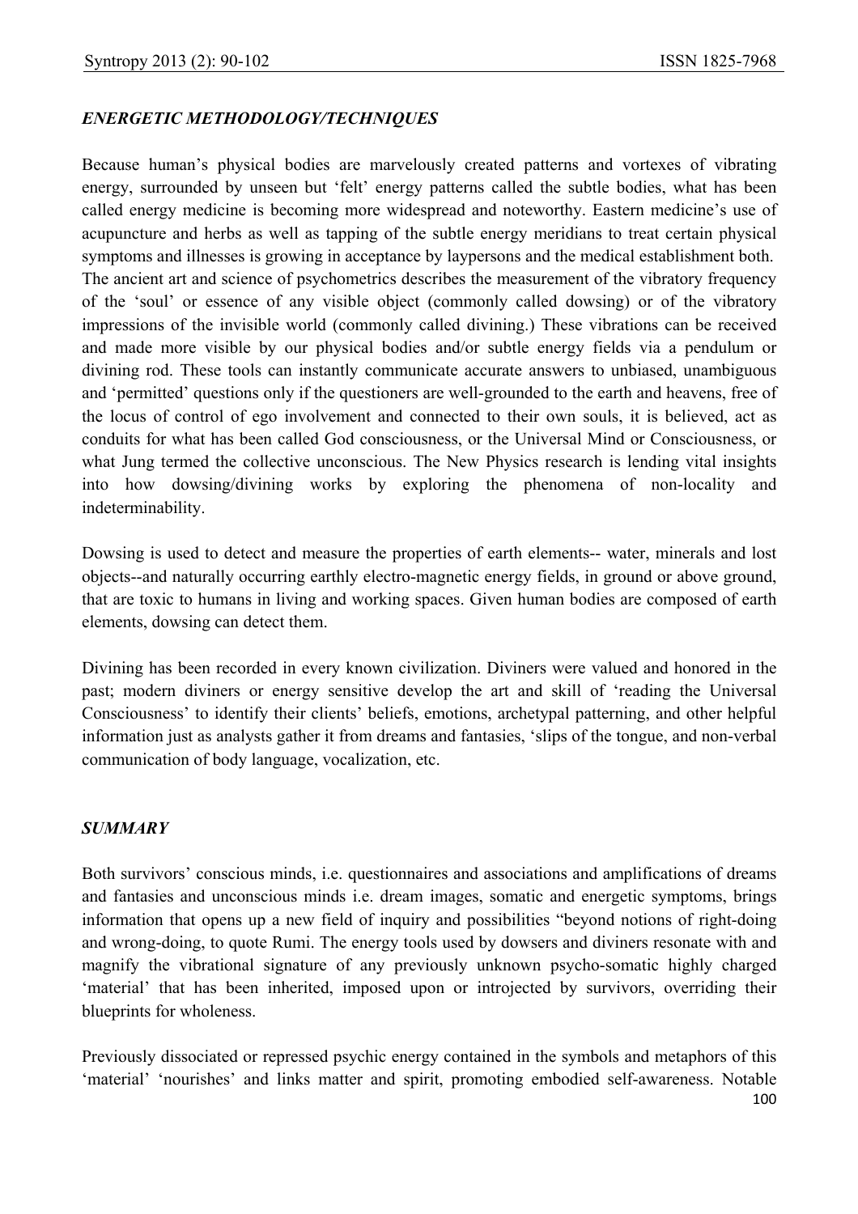### *ENERGETIC METHODOLOGY/TECHNIQUES*

Because human's physical bodies are marvelously created patterns and vortexes of vibrating energy, surrounded by unseen but 'felt' energy patterns called the subtle bodies, what has been called energy medicine is becoming more widespread and noteworthy. Eastern medicine's use of acupuncture and herbs as well as tapping of the subtle energy meridians to treat certain physical symptoms and illnesses is growing in acceptance by laypersons and the medical establishment both. The ancient art and science of psychometrics describes the measurement of the vibratory frequency of the 'soul' or essence of any visible object (commonly called dowsing) or of the vibratory impressions of the invisible world (commonly called divining.) These vibrations can be received and made more visible by our physical bodies and/or subtle energy fields via a pendulum or divining rod. These tools can instantly communicate accurate answers to unbiased, unambiguous and 'permitted' questions only if the questioners are well-grounded to the earth and heavens, free of the locus of control of ego involvement and connected to their own souls, it is believed, act as conduits for what has been called God consciousness, or the Universal Mind or Consciousness, or what Jung termed the collective unconscious. The New Physics research is lending vital insights into how dowsing/divining works by exploring the phenomena of non-locality and indeterminability.

Dowsing is used to detect and measure the properties of earth elements-- water, minerals and lost objects--and naturally occurring earthly electro-magnetic energy fields, in ground or above ground, that are toxic to humans in living and working spaces. Given human bodies are composed of earth elements, dowsing can detect them.

Divining has been recorded in every known civilization. Diviners were valued and honored in the past; modern diviners or energy sensitive develop the art and skill of 'reading the Universal Consciousness' to identify their clients' beliefs, emotions, archetypal patterning, and other helpful information just as analysts gather it from dreams and fantasies, 'slips of the tongue, and non-verbal communication of body language, vocalization, etc.

### *SUMMARY*

Both survivors' conscious minds, i.e. questionnaires and associations and amplifications of dreams and fantasies and unconscious minds i.e. dream images, somatic and energetic symptoms, brings information that opens up a new field of inquiry and possibilities "beyond notions of right-doing and wrong-doing, to quote Rumi. The energy tools used by dowsers and diviners resonate with and magnify the vibrational signature of any previously unknown psycho-somatic highly charged 'material' that has been inherited, imposed upon or introjected by survivors, overriding their blueprints for wholeness.

Previously dissociated or repressed psychic energy contained in the symbols and metaphors of this 'material' 'nourishes' and links matter and spirit, promoting embodied self-awareness. Notable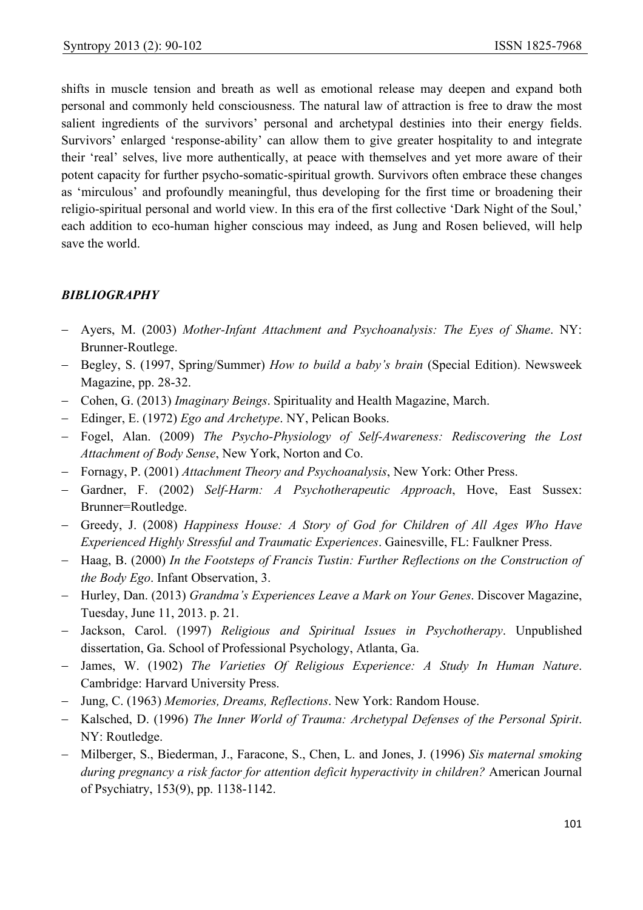shifts in muscle tension and breath as well as emotional release may deepen and expand both personal and commonly held consciousness. The natural law of attraction is free to draw the most salient ingredients of the survivors' personal and archetypal destinies into their energy fields. Survivors' enlarged 'response-ability' can allow them to give greater hospitality to and integrate their 'real' selves, live more authentically, at peace with themselves and yet more aware of their potent capacity for further psycho-somatic-spiritual growth. Survivors often embrace these changes as 'mirculous' and profoundly meaningful, thus developing for the first time or broadening their religio-spiritual personal and world view. In this era of the first collective 'Dark Night of the Soul,' each addition to eco-human higher conscious may indeed, as Jung and Rosen believed, will help save the world.

### *BIBLIOGRAPHY*

- Ayers, M. (2003) *Mother-Infant Attachment and Psychoanalysis: The Eyes of Shame*. NY: Brunner-Routlege.
- Begley, S. (1997, Spring/Summer) *How to build a baby's brain* (Special Edition). Newsweek Magazine, pp. 28-32.
- Cohen, G. (2013) *Imaginary Beings*. Spirituality and Health Magazine, March.
- Edinger, E. (1972) *Ego and Archetype*. NY, Pelican Books.
- Fogel, Alan. (2009) *The Psycho-Physiology of Self-Awareness: Rediscovering the Lost Attachment of Body Sense*, New York, Norton and Co.
- Fornagy, P. (2001) *Attachment Theory and Psychoanalysis*, New York: Other Press.
- Gardner, F. (2002) *Self-Harm: A Psychotherapeutic Approach*, Hove, East Sussex: Brunner=Routledge.
- Greedy, J. (2008) *Happiness House: A Story of God for Children of All Ages Who Have Experienced Highly Stressful and Traumatic Experiences*. Gainesville, FL: Faulkner Press.
- Haag, B. (2000) *In the Footsteps of Francis Tustin: Further Reflections on the Construction of the Body Ego*. Infant Observation, 3.
- Hurley, Dan. (2013) *Grandma's Experiences Leave a Mark on Your Genes*. Discover Magazine, Tuesday, June 11, 2013. p. 21.
- Jackson, Carol. (1997) *Religious and Spiritual Issues in Psychotherapy*. Unpublished dissertation, Ga. School of Professional Psychology, Atlanta, Ga.
- James, W. (1902) *The Varieties Of Religious Experience: A Study In Human Nature*. Cambridge: Harvard University Press.
- Jung, C. (1963) *Memories, Dreams, Reflections*. New York: Random House.
- Kalsched, D. (1996) *The Inner World of Trauma: Archetypal Defenses of the Personal Spirit*. NY: Routledge.
- Milberger, S., Biederman, J., Faracone, S., Chen, L. and Jones, J. (1996) *Sis maternal smoking during pregnancy a risk factor for attention deficit hyperactivity in children?* American Journal of Psychiatry, 153(9), pp. 1138-1142.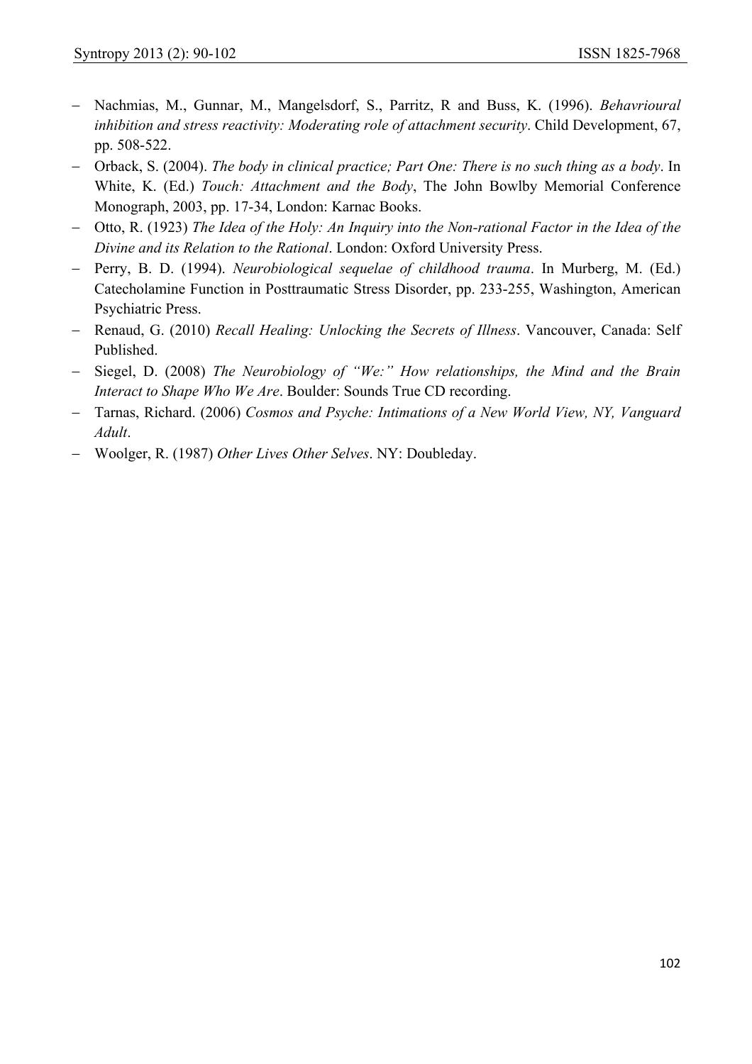- Nachmias, M., Gunnar, M., Mangelsdorf, S., Parritz, R and Buss, K. (1996). *Behavrioural inhibition and stress reactivity: Moderating role of attachment security*. Child Development, 67, pp. 508-522.
- Orback, S. (2004). *The body in clinical practice; Part One: There is no such thing as a body*. In White, K. (Ed.) *Touch: Attachment and the Body*, The John Bowlby Memorial Conference Monograph, 2003, pp. 17-34, London: Karnac Books.
- Otto, R. (1923) *The Idea of the Holy: An Inquiry into the Non-rational Factor in the Idea of the Divine and its Relation to the Rational*. London: Oxford University Press.
- Perry, B. D. (1994). *Neurobiological sequelae of childhood trauma*. In Murberg, M. (Ed.) Catecholamine Function in Posttraumatic Stress Disorder, pp. 233-255, Washington, American Psychiatric Press.
- Renaud, G. (2010) *Recall Healing: Unlocking the Secrets of Illness*. Vancouver, Canada: Self Published.
- Siegel, D. (2008) *The Neurobiology of "We:" How relationships, the Mind and the Brain Interact to Shape Who We Are*. Boulder: Sounds True CD recording.
- Tarnas, Richard. (2006) *Cosmos and Psyche: Intimations of a New World View, NY, Vanguard Adult*.
- Woolger, R. (1987) *Other Lives Other Selves*. NY: Doubleday.